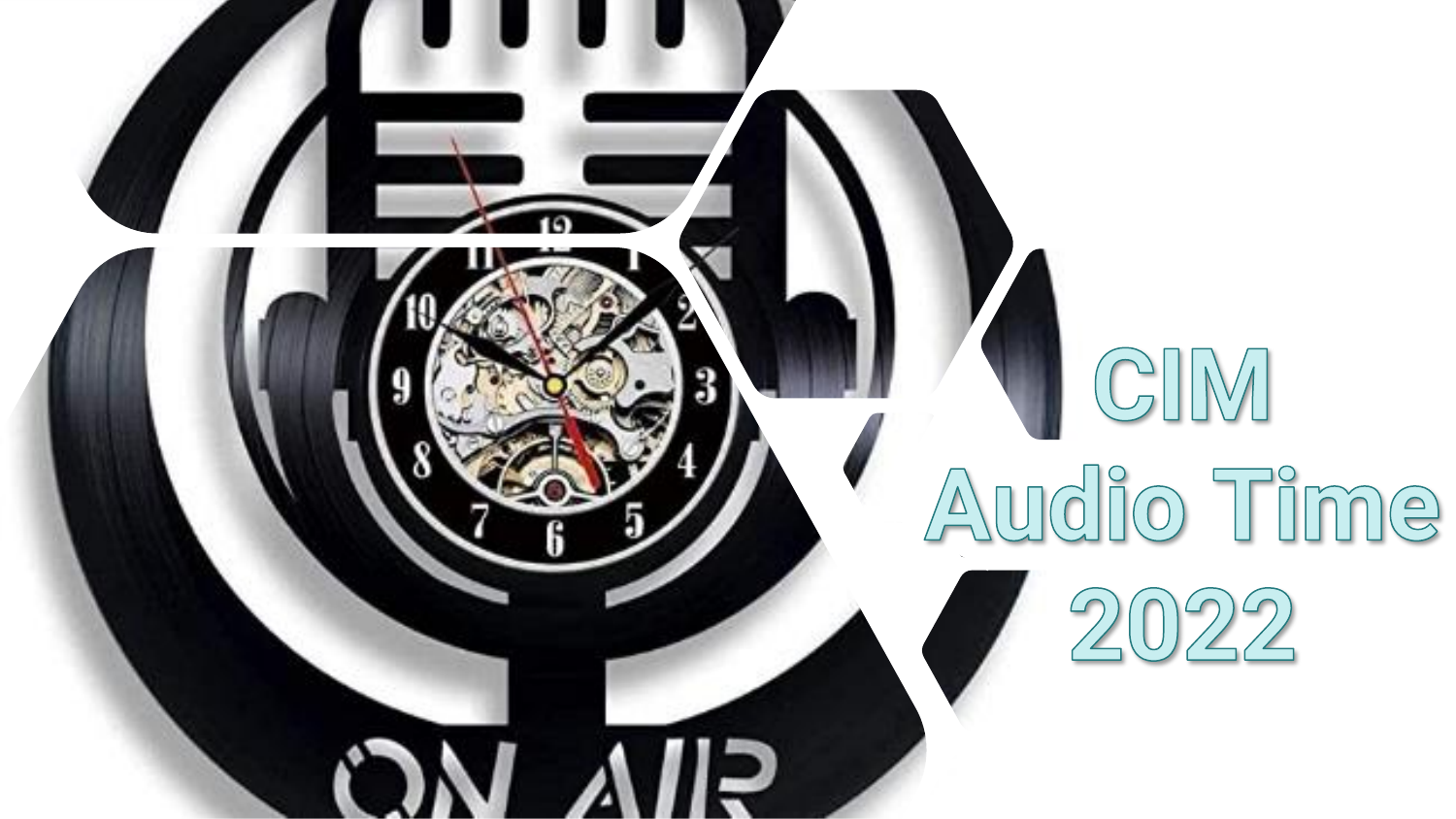# CIM Audio Time 2022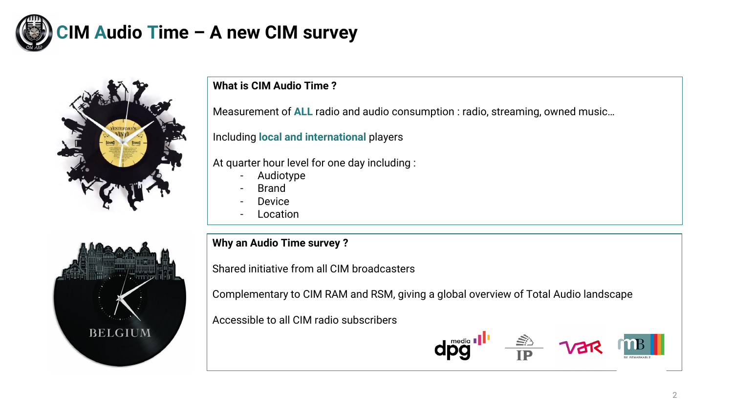# CIM Audio Time – A new CIM survey

**What is CIM Audio Time ?**

Measurement of **ALL** radio and audio consumption : radio, streaming, owned music…

Including **local and international** players

At quarter hour level for one day including :

- Audiotype
- Brand
- Device
- Location

**Why an Audio Time survey ?**

Shared initiative from all CIM broadcasters

Complementary to CIM RAM and RSM, giving a global overview of Total Audio landscape

Accessible to all CIM radio subscribers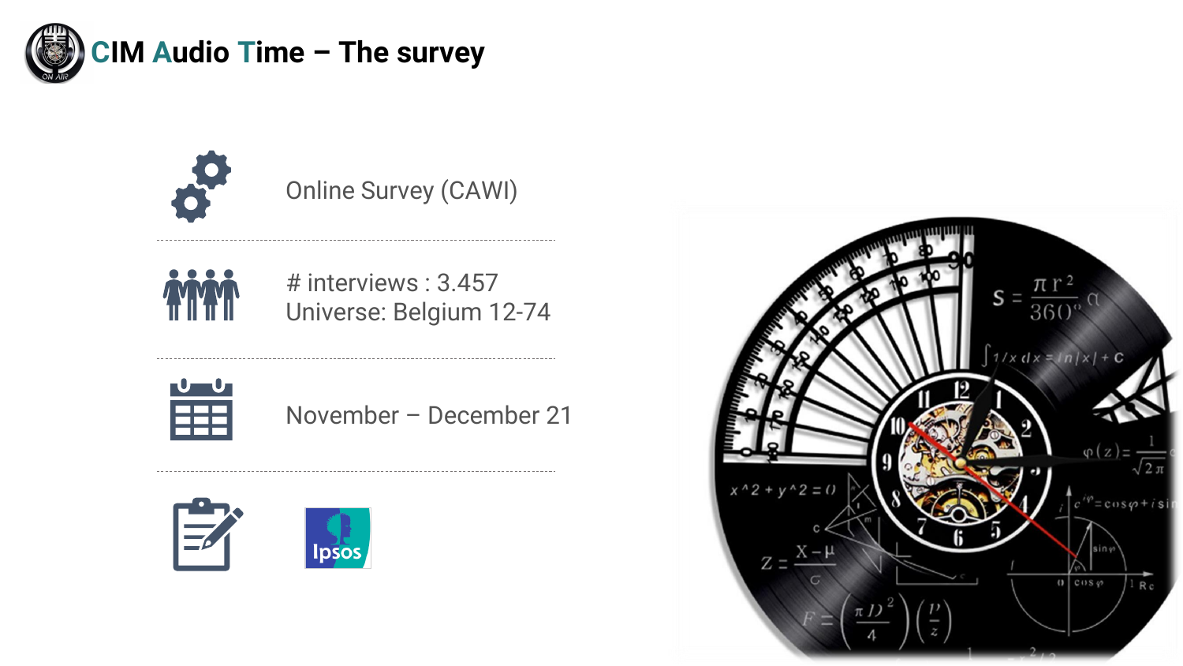# CIM Audio Time – The survey

Online Survey (CAWI)

# interviews : 3.457
Universe: Belgium 12-74

November – December 21

Ipsos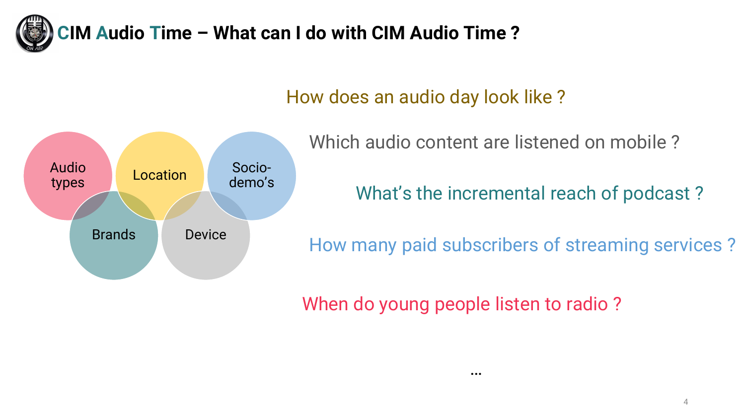# CIM Audio Time – What can I do with CIM Audio Time ?

- Audio types
- Location
- Socio-demo's
- Brands
- Device

How does an audio day look like ?

Which audio content are listened on mobile ?

What's the incremental reach of podcast ?

How many paid subscribers of streaming services ?

When do young people listen to radio ?

…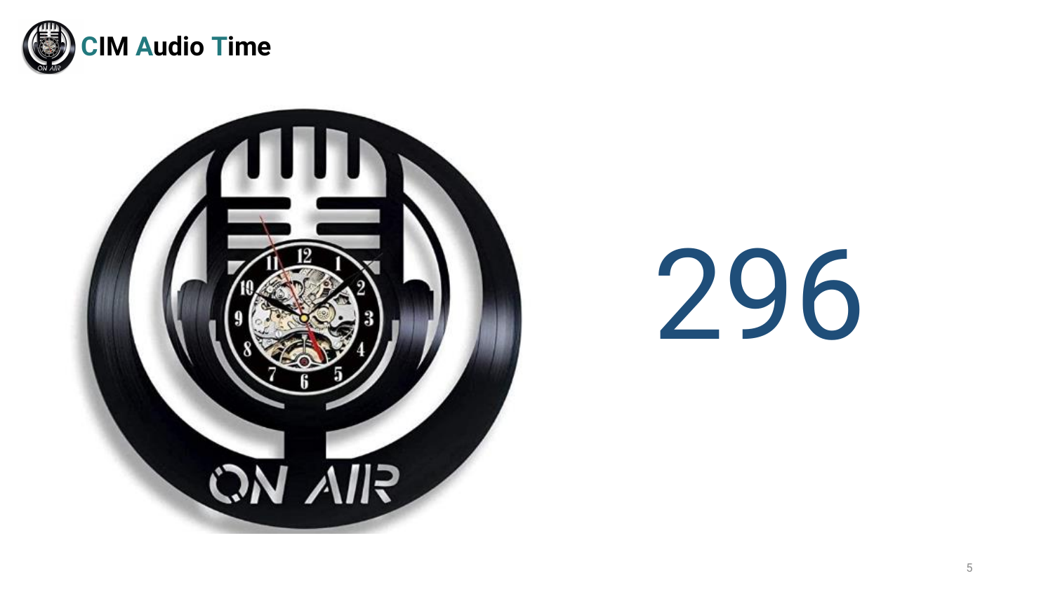296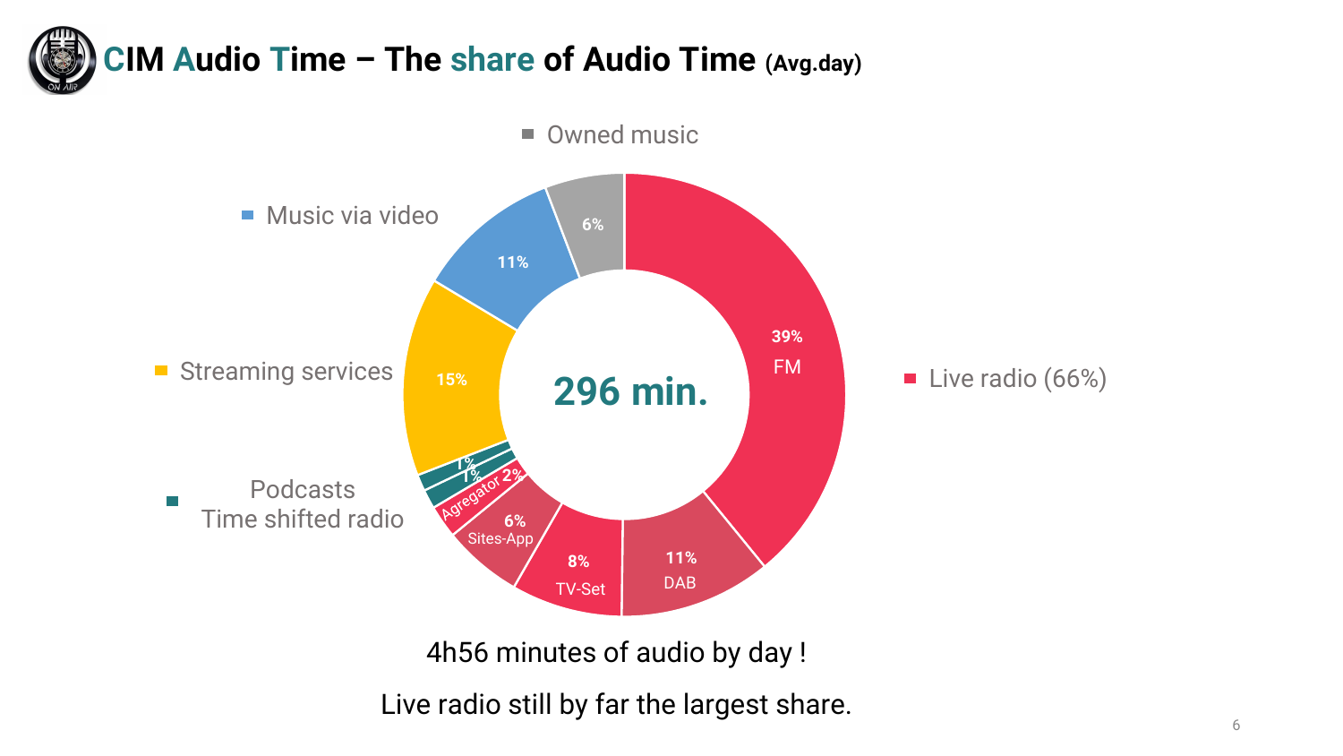# CIM Audio Time – The share of Audio Time (Avg.day)

- Owned music: 6%
- Music via video: 11%
- Streaming services: 15%
- Podcasts: 1%
- Time shifted radio: 1%
- Live radio (66%)
  - FM: 39%
  - DAB: 11%
  - TV-Set: 8%
  - Sites-App: 6%
  - Agregator: 2%

296 min.

4h56 minutes of audio by day !

Live radio still by far the largest share.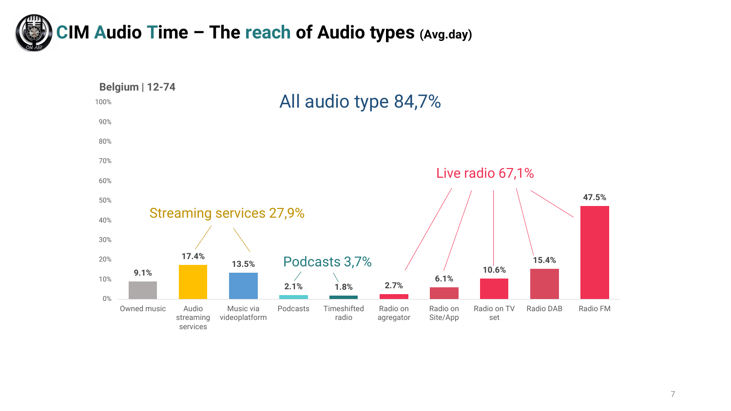# CIM Audio Time – The reach of Audio types (Avg.day)

**Belgium | 12-74**

All audio type 84,7%

Streaming services 27,9%

Podcasts 3,7%

Live radio 67,1%

| Audio type | Reach |
|---|---|
| Owned music | 9.1% |
| Audio streaming services | 17.4% |
| Music via videoplatform | 13.5% |
| Podcasts | 2.1% |
| Timeshifted radio | 1.8% |
| Radio on agregator | 2.7% |
| Radio on Site/App | 6.1% |
| Radio on TV set | 10.6% |
| Radio DAB | 15.4% |
| Radio FM | 47.5% |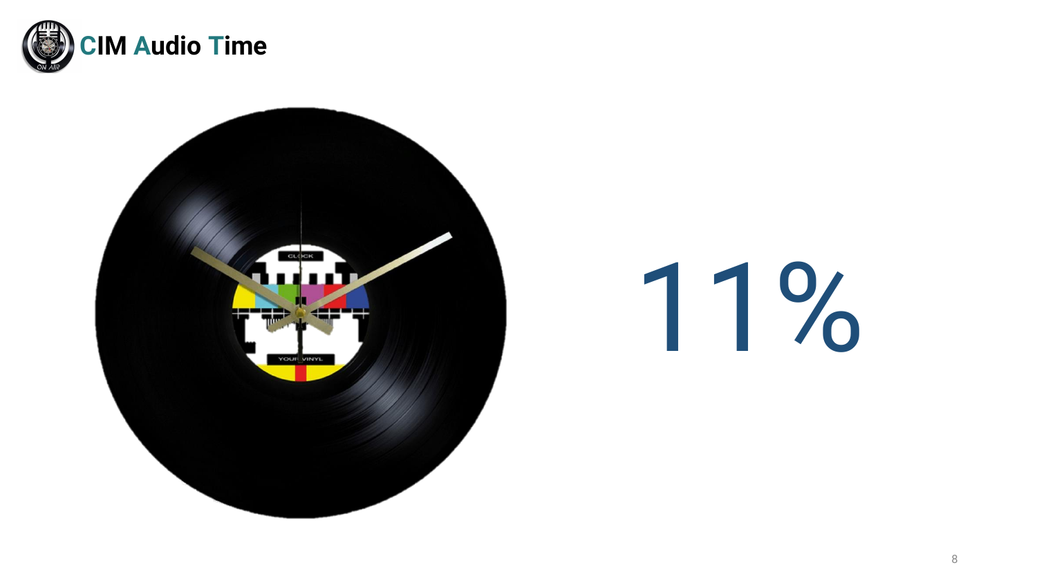11%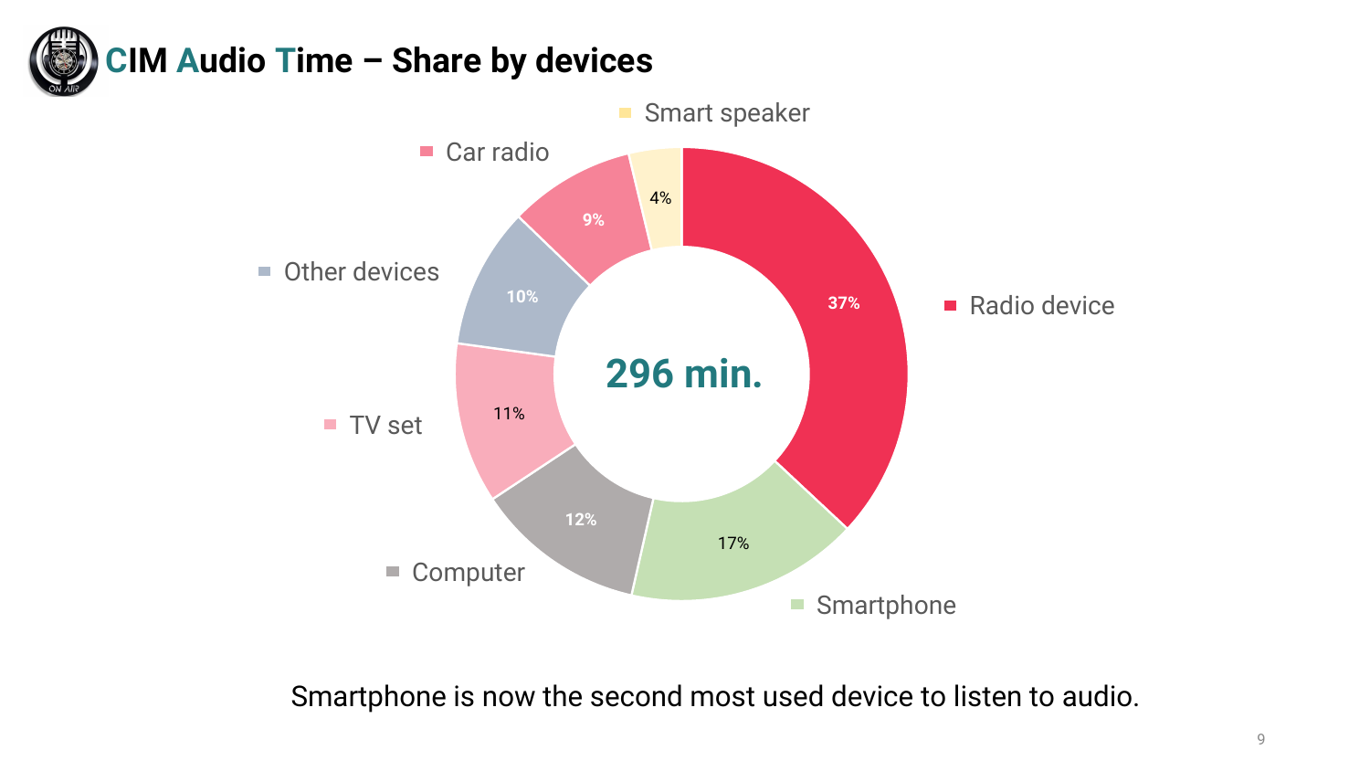# CIM Audio Time – Share by devices

| Device | Share |
|---|---|
| Radio device | 37% |
| Smartphone | 17% |
| Computer | 12% |
| TV set | 11% |
| Other devices | 10% |
| Car radio | 9% |
| Smart speaker | 4% |

296 min.

Smartphone is now the second most used device to listen to audio.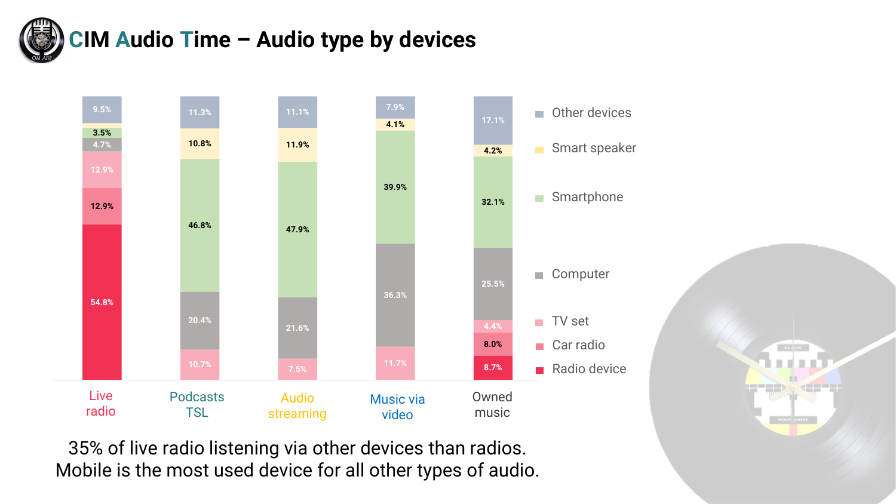# CIM Audio Time – Audio type by devices

| Device | Live radio | Podcasts TSL | Audio streaming | Music via video | Owned music |
|---|---|---|---|---|---|
| Other devices | 9.5% | 11.3% | 11.1% | 7.9% | 17.1% |
| Smart speaker | | 10.8% | 11.9% | 4.1% | 4.2% |
| Smartphone | 3.5% | 46.8% | 47.9% | 39.9% | 32.1% |
| Computer | 4.7% | 20.4% | 21.6% | 36.3% | 25.5% |
| TV set | 12.9% | 10.7% | 7.5% | 11.7% | 4.4% |
| Car radio | 12.9% | | | | 8.0% |
| Radio device | 54.8% | | | | 8.7% |

35% of live radio listening via other devices than radios.
Mobile is the most used device for all other types of audio.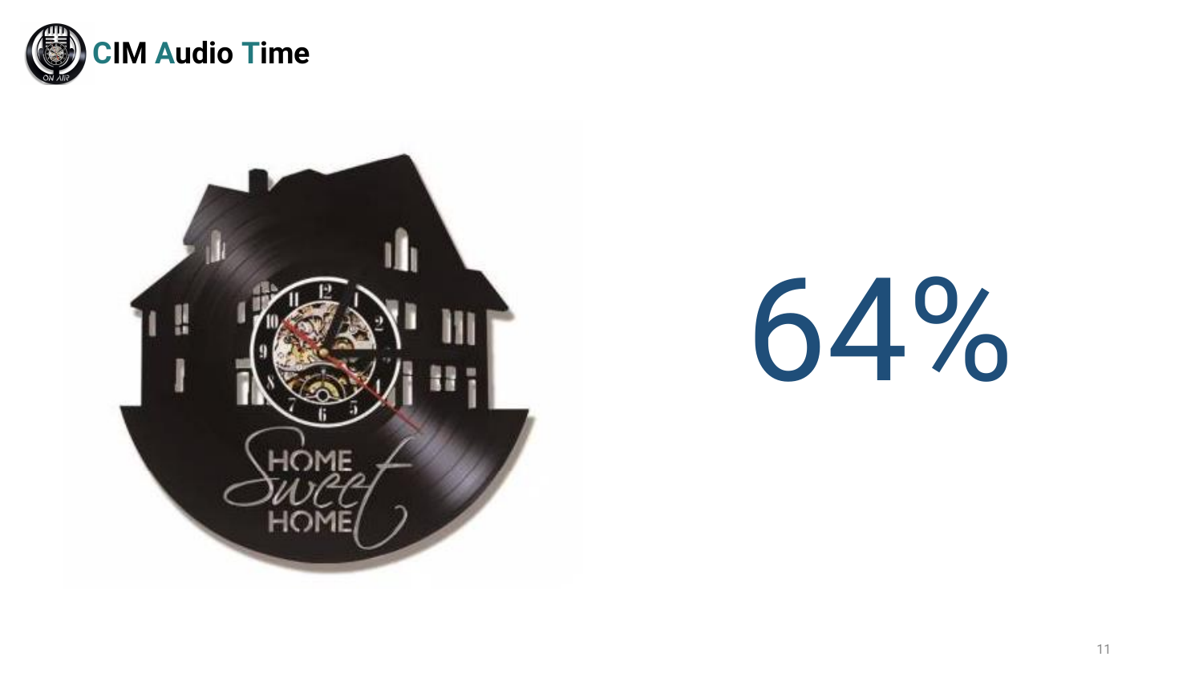64%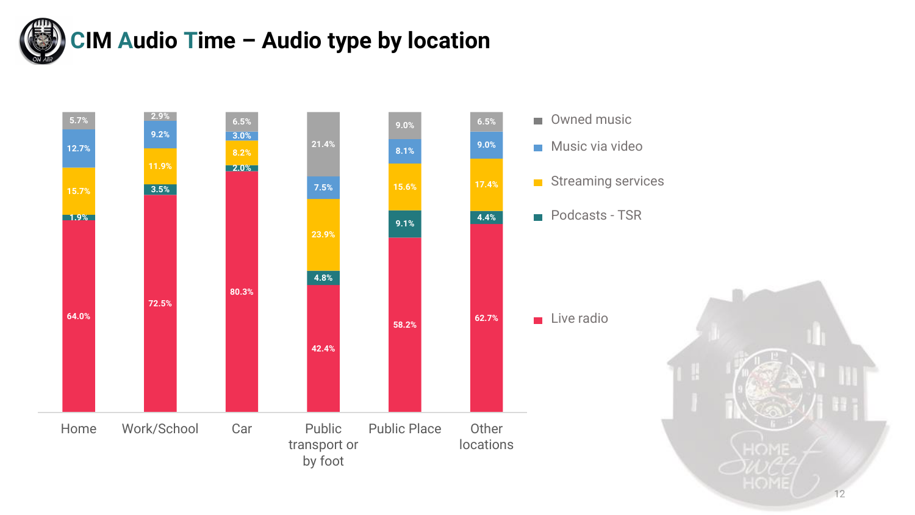# CIM Audio Time – Audio type by location

| | Home | Work/School | Car | Public transport or by foot | Public Place | Other locations |
|---|---|---|---|---|---|---|
| Owned music | 5.7% | 2.9% | 6.5% | 21.4% | 9.0% | 6.5% |
| Music via video | 12.7% | 9.2% | 3.0% | 7.5% | 8.1% | 9.0% |
| Streaming services | 15.7% | 11.9% | 8.2% | 23.9% | 15.6% | 17.4% |
| Podcasts - TSR | 1.9% | 3.5% | 2.0% | 4.8% | 9.1% | 4.4% |
| Live radio | 64.0% | 72.5% | 80.3% | 42.4% | 58.2% | 62.7% |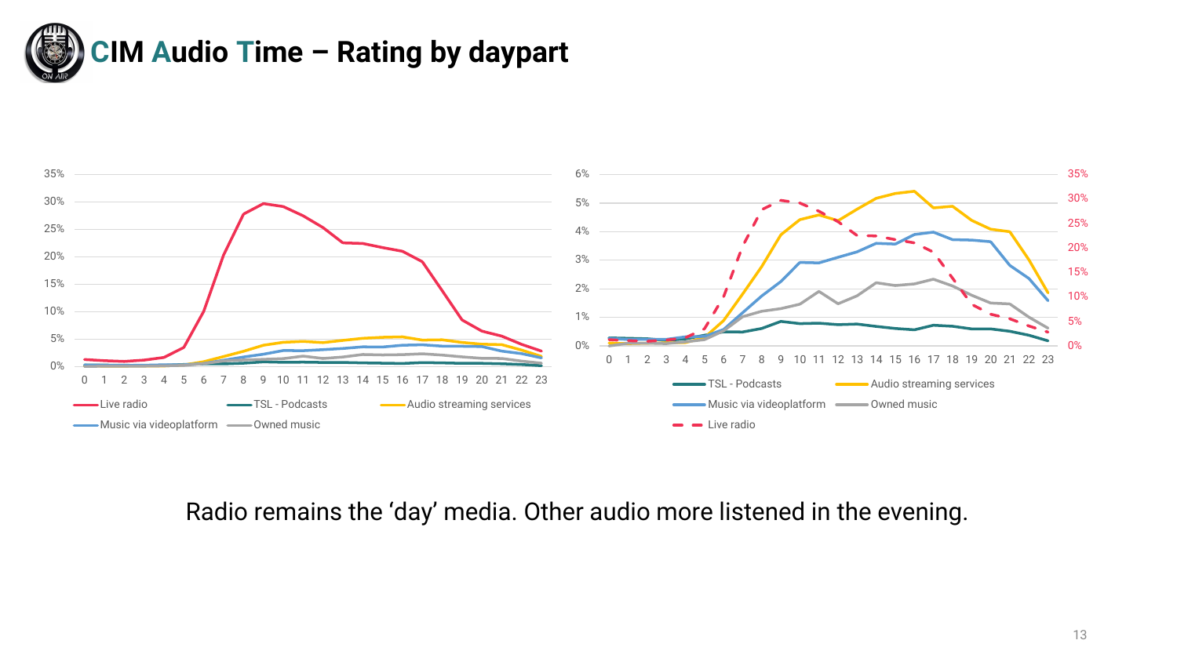# CIM Audio Time – Rating by daypart

Radio remains the ‘day’ media. Other audio more listened in the evening.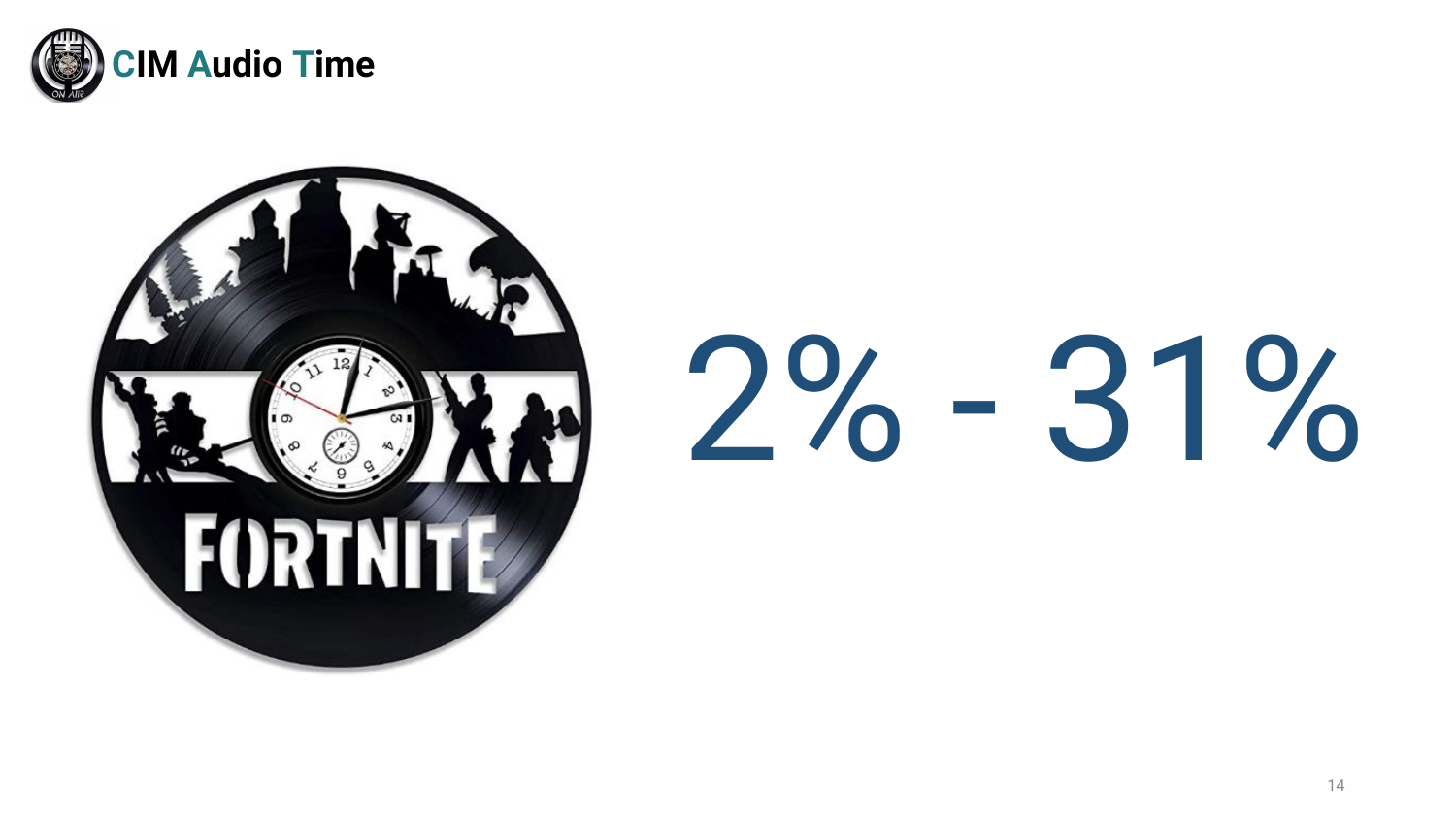2% - 31%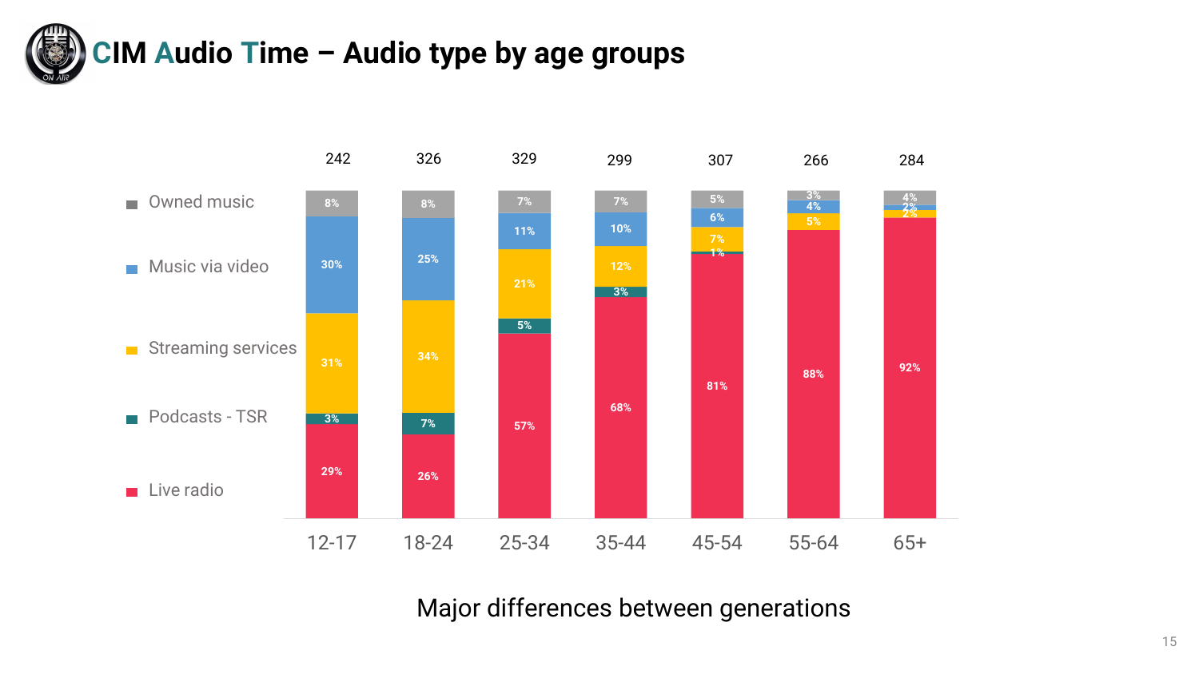# CIM Audio Time – Audio type by age groups

| Audio type | 12-17 | 18-24 | 25-34 | 35-44 | 45-54 | 55-64 | 65+ |
| --- | --- | --- | --- | --- | --- | --- | --- |
| Base | 242 | 326 | 329 | 299 | 307 | 266 | 284 |
| Owned music | 8% | 8% | 7% | 7% | 5% | 3% | 4% |
| Music via video | 30% | 25% | 11% | 10% | 6% | 4% | 2% |
| Streaming services | 31% | 34% | 21% | 12% | 7% | 5% | 2% |
| Podcasts - TSR | 3% | 7% | 5% | 3% | 1% | | |
| Live radio | 29% | 26% | 57% | 68% | 81% | 88% | 92% |

Major differences between generations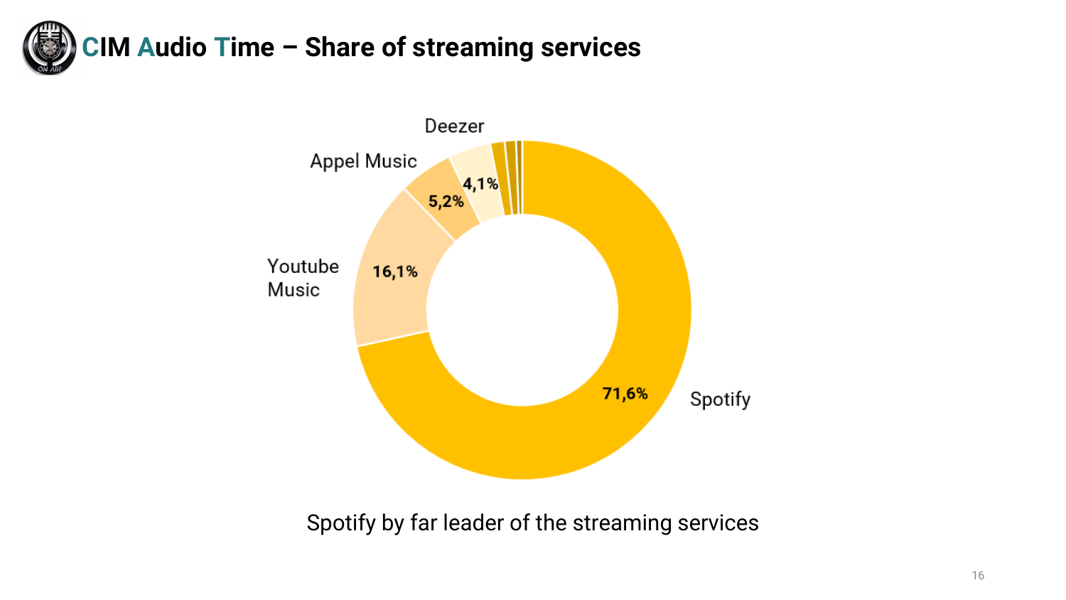# CIM Audio Time – Share of streaming services

| Streaming service | Share |
| --- | --- |
| Spotify | 71,6% |
| Youtube Music | 16,1% |
| Appel Music | 5,2% |
| Deezer | 4,1% |

Spotify by far leader of the streaming services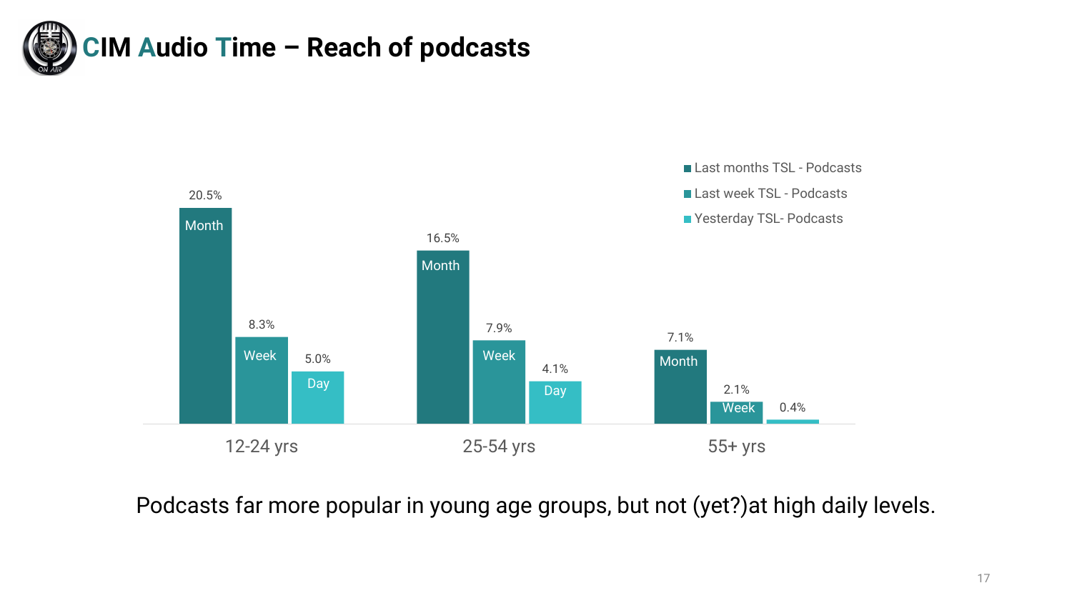# CIM Audio Time – Reach of podcasts

| | Last months TSL - Podcasts | Last week TSL - Podcasts | Yesterday TSL- Podcasts |
|---|---|---|---|
| 12-24 yrs | 20.5% | 8.3% | 5.0% |
| 25-54 yrs | 16.5% | 7.9% | 4.1% |
| 55+ yrs | 7.1% | 2.1% | 0.4% |

Podcasts far more popular in young age groups, but not (yet?)at high daily levels.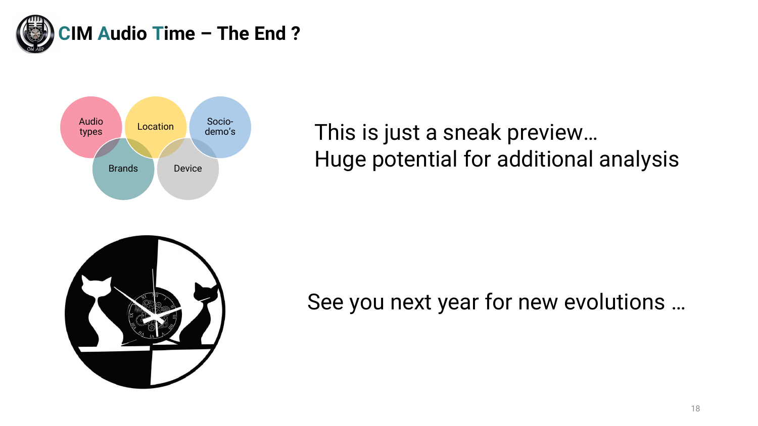# CIM Audio Time – The End ?

Audio types

Location

Socio-demo's

Brands

Device

This is just a sneak preview…
Huge potential for additional analysis

See you next year for new evolutions …